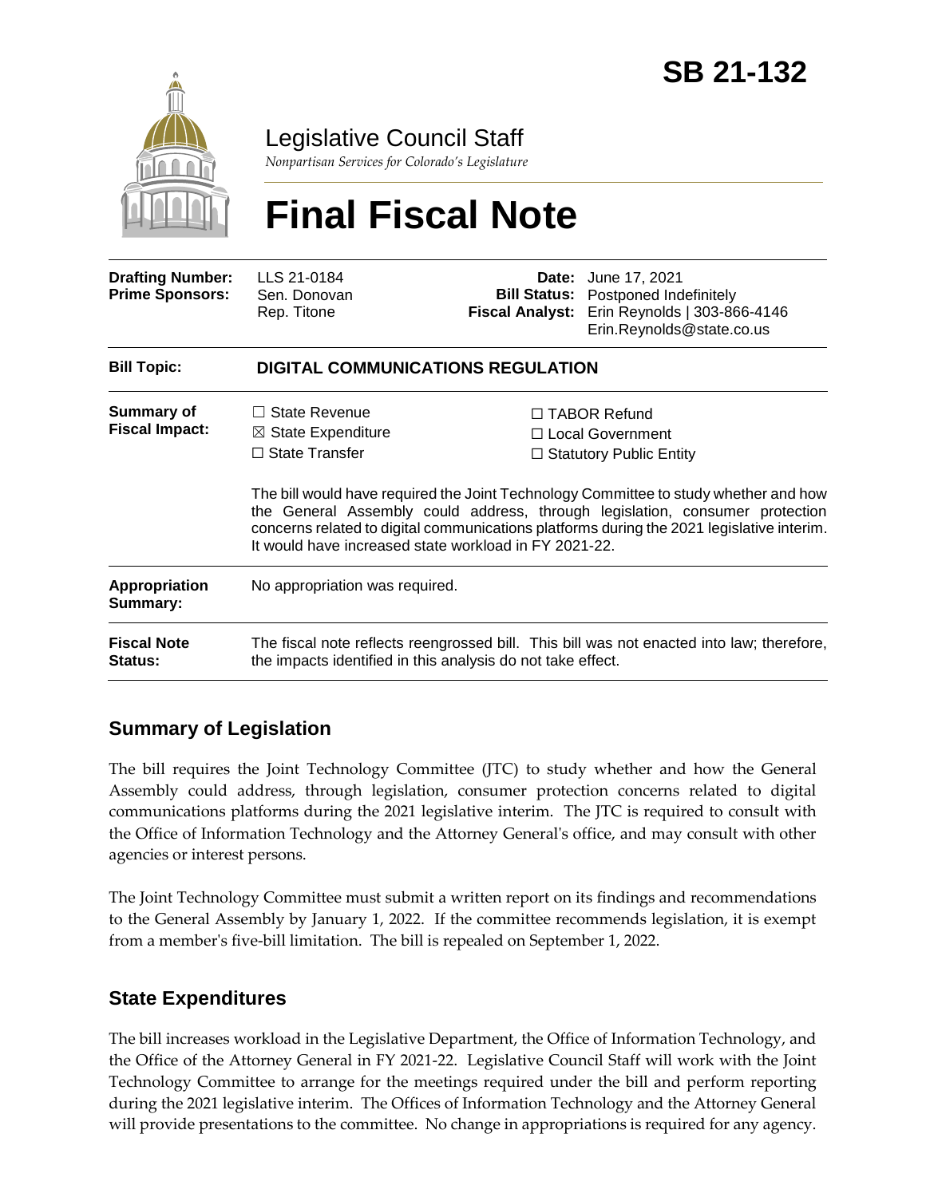# SB 21-132

Legislative Council Staff

*Nonpartisan Services for Colorado's Legislature*

# Final Fiscal Note

| | | | |
|---|---|---|---|
| **Drafting Number:** | LLS 21-0184 | **Date:** | June 17, 2021 |
| **Prime Sponsors:** | Sen. Donovan<br>Rep. Titone | **Bill Status:** | Postponed Indefinitely |
| | | **Fiscal Analyst:** | Erin Reynolds \| 303-866-4146<br>Erin.Reynolds@state.co.us |

| | |
|---|---|
| **Bill Topic:** | **DIGITAL COMMUNICATIONS REGULATION** |
| **Summary of Fiscal Impact:** | ☐ State Revenue ☒ State Expenditure ☐ State Transfer ☐ TABOR Refund ☐ Local Government ☐ Statutory Public Entity<br><br>The bill would have required the Joint Technology Committee to study whether and how the General Assembly could address, through legislation, consumer protection concerns related to digital communications platforms during the 2021 legislative interim. It would have increased state workload in FY 2021-22. |
| **Appropriation Summary:** | No appropriation was required. |
| **Fiscal Note Status:** | The fiscal note reflects reengrossed bill. This bill was not enacted into law; therefore, the impacts identified in this analysis do not take effect. |

## Summary of Legislation

The bill requires the Joint Technology Committee (JTC) to study whether and how the General Assembly could address, through legislation, consumer protection concerns related to digital communications platforms during the 2021 legislative interim. The JTC is required to consult with the Office of Information Technology and the Attorney General's office, and may consult with other agencies or interest persons.

The Joint Technology Committee must submit a written report on its findings and recommendations to the General Assembly by January 1, 2022. If the committee recommends legislation, it is exempt from a member's five-bill limitation. The bill is repealed on September 1, 2022.

## State Expenditures

The bill increases workload in the Legislative Department, the Office of Information Technology, and the Office of the Attorney General in FY 2021-22. Legislative Council Staff will work with the Joint Technology Committee to arrange for the meetings required under the bill and perform reporting during the 2021 legislative interim. The Offices of Information Technology and the Attorney General will provide presentations to the committee. No change in appropriations is required for any agency.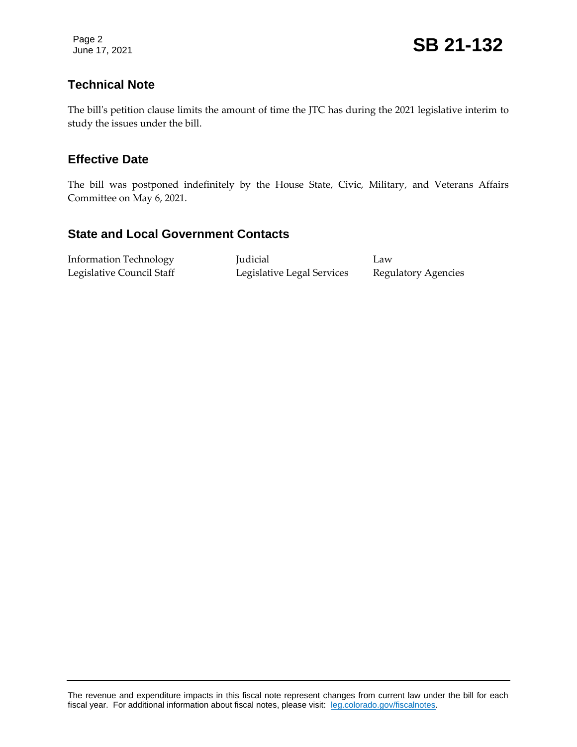## Technical Note

The bill's petition clause limits the amount of time the JTC has during the 2021 legislative interim to study the issues under the bill.

## Effective Date

The bill was postponed indefinitely by the House State, Civic, Military, and Veterans Affairs Committee on May 6, 2021.

## State and Local Government Contacts

| | | |
|---|---|---|
| Information Technology | Judicial | Law |
| Legislative Council Staff | Legislative Legal Services | Regulatory Agencies |

The revenue and expenditure impacts in this fiscal note represent changes from current law under the bill for each fiscal year. For additional information about fiscal notes, please visit: leg.colorado.gov/fiscalnotes.